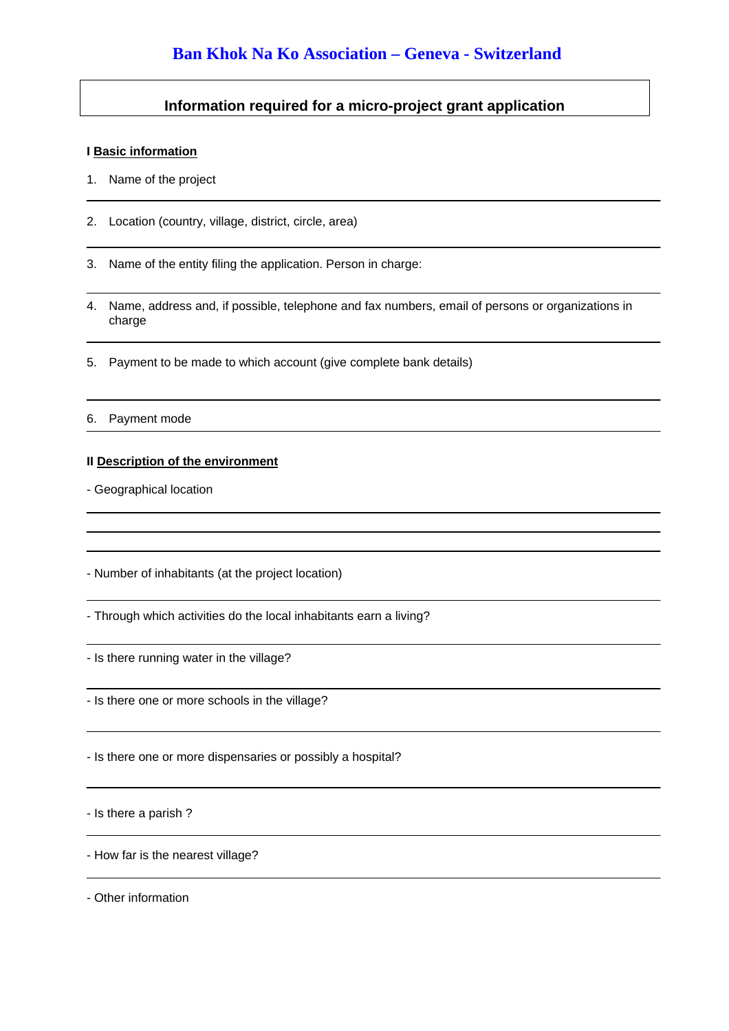# Ban Khok Na Ko Association – Geneva - Switzerland

## Information required for a micro-project grant application

**I Basic information**

1. Name of the project

2. Location (country, village, district, circle, area)

3. Name of the entity filing the application. Person in charge:

4. Name, address and, if possible, telephone and fax numbers, email of persons or organizations in charge

5. Payment to be made to which account (give complete bank details)

6. Payment mode

**II Description of the environment**

- Geographical location

- Number of inhabitants (at the project location)

- Through which activities do the local inhabitants earn a living?

- Is there running water in the village?

- Is there one or more schools in the village?

- Is there one or more dispensaries or possibly a hospital?

- Is there a parish ?

- How far is the nearest village?

- Other information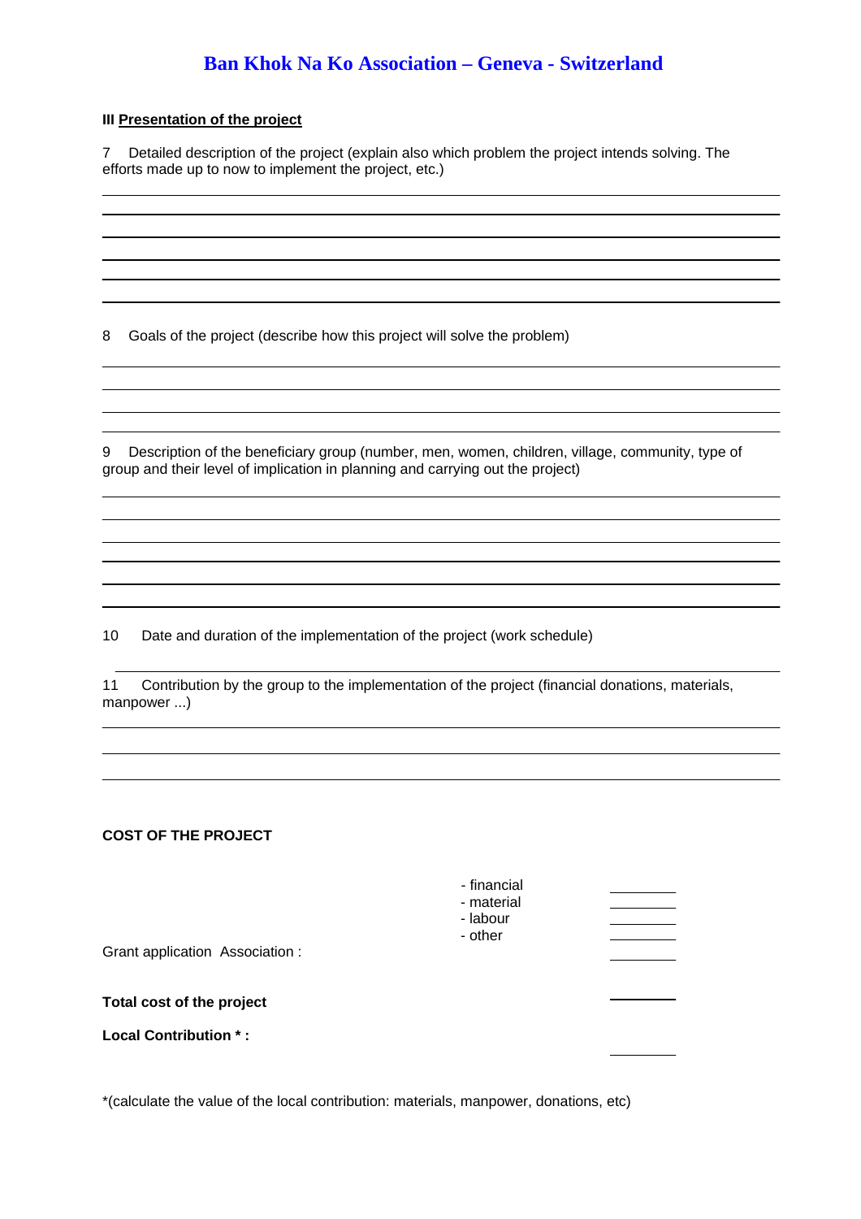# Ban Khok Na Ko Association – Geneva - Switzerland

**III Presentation of the project**

7 Detailed description of the project (explain also which problem the project intends solving. The efforts made up to now to implement the project, etc.)

8 Goals of the project (describe how this project will solve the problem)

9 Description of the beneficiary group (number, men, women, children, village, community, type of group and their level of implication in planning and carrying out the project)

10 Date and duration of the implementation of the project (work schedule)

11 Contribution by the group to the implementation of the project (financial donations, materials, manpower ...)

**COST OF THE PROJECT**

| | | |
|---|---|---|
| | - financial | |
| | - material | |
| | - labour | |
| | - other | |
| Grant application Association : | | |
| **Total cost of the project** | | |
| **Local Contribution * :** | | |

*(calculate the value of the local contribution: materials, manpower, donations, etc)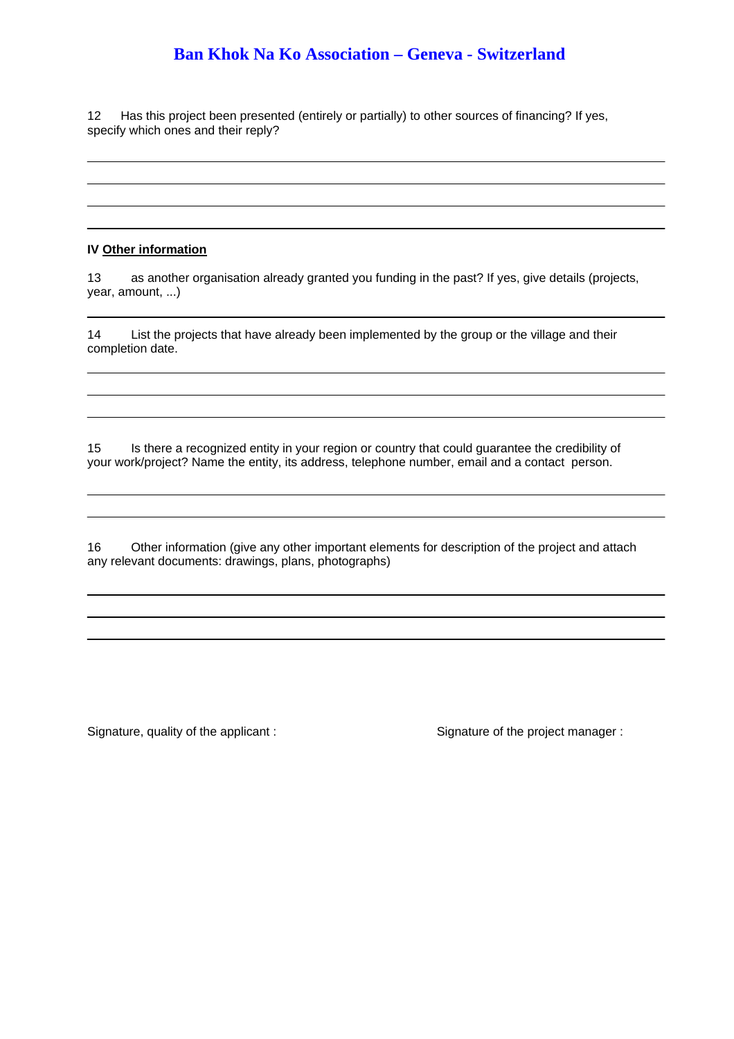12 Has this project been presented (entirely or partially) to other sources of financing? If yes, specify which ones and their reply?

## IV Other information

13 as another organisation already granted you funding in the past? If yes, give details (projects, year, amount, ...)

14 List the projects that have already been implemented by the group or the village and their completion date.

15 Is there a recognized entity in your region or country that could guarantee the credibility of your work/project? Name the entity, its address, telephone number, email and a contact person.

16 Other information (give any other important elements for description of the project and attach any relevant documents: drawings, plans, photographs)

Signature, quality of the applicant :

Signature of the project manager :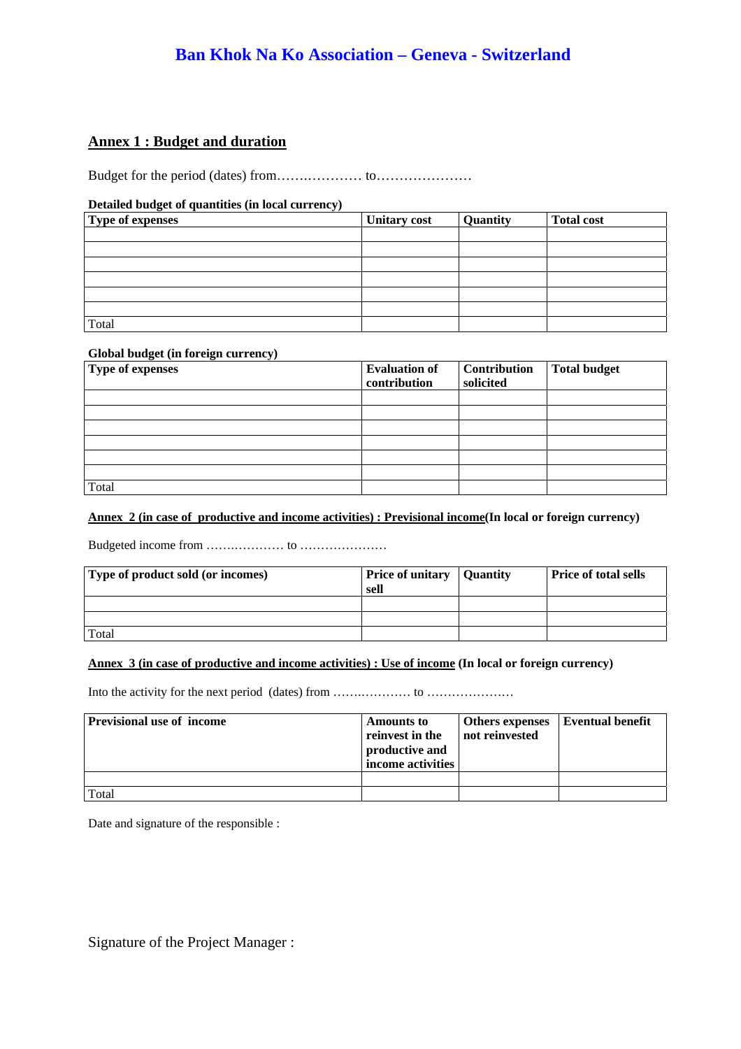# Ban Khok Na Ko Association – Geneva - Switzerland

## Annex 1 : Budget and duration

Budget for the period (dates) from………………… to…………………

**Detailed budget of quantities (in local currency)**

| Type of expenses | Unitary cost | Quantity | Total cost |
|---|---|---|---|
| | | | |
| | | | |
| | | | |
| | | | |
| | | | |
| | | | |
| Total | | | |

**Global budget (in foreign currency)**

| Type of expenses | Evaluation of contribution | Contribution solicited | Total budget |
|---|---|---|---|
| | | | |
| | | | |
| | | | |
| | | | |
| | | | |
| | | | |
| Total | | | |

**Annex 2 (in case of productive and income activities) : Provisional income(In local or foreign currency)**

Budgeted income from ………………… to …………………

| Type of product sold (or incomes) | Price of unitary sell | Quantity | Price of total sells |
|---|---|---|---|
| | | | |
| | | | |
| Total | | | |

**Annex 3 (in case of productive and income activities) : Use of income (In local or foreign currency)**

Into the activity for the next period (dates) from ………………… to …………………

| Previsional use of income | Amounts to reinvest in the productive and income activities | Others expenses not reinvested | Eventual benefit |
|---|---|---|---|
| | | | |
| Total | | | |

Date and signature of the responsible :

Signature of the Project Manager :